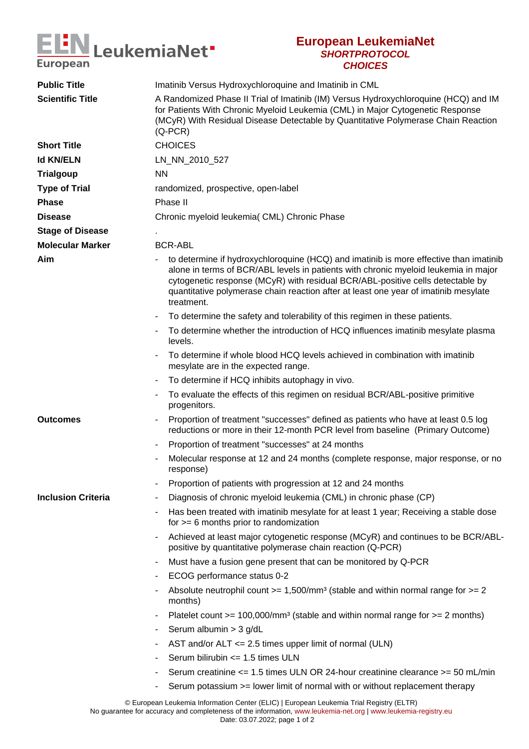# European LeukemiaNet
## *SHORTPROTOCOL*
## *CHOICES*

**Public Title**
Imatinib Versus Hydroxychloroquine and Imatinib in CML

**Scientific Title**
A Randomized Phase II Trial of Imatinib (IM) Versus Hydroxychloroquine (HCQ) and IM for Patients With Chronic Myeloid Leukemia (CML) in Major Cytogenetic Response (MCyR) With Residual Disease Detectable by Quantitative Polymerase Chain Reaction (Q-PCR)

**Short Title**
CHOICES

**Id KN/ELN**
LN_NN_2010_527

**Trialgoup**
NN

**Type of Trial**
randomized, prospective, open-label

**Phase**
Phase II

**Disease**
Chronic myeloid leukemia( CML) Chronic Phase

**Stage of Disease**
.

**Molecular Marker**
BCR-ABL

**Aim**

- to determine if hydroxychloroquine (HCQ) and imatinib is more effective than imatinib alone in terms of BCR/ABL levels in patients with chronic myeloid leukemia in major cytogenetic response (MCyR) with residual BCR/ABL-positive cells detectable by quantitative polymerase chain reaction after at least one year of imatinib mesylate treatment.
- To determine the safety and tolerability of this regimen in these patients.
- To determine whether the introduction of HCQ influences imatinib mesylate plasma levels.
- To determine if whole blood HCQ levels achieved in combination with imatinib mesylate are in the expected range.
- To determine if HCQ inhibits autophagy in vivo.
- To evaluate the effects of this regimen on residual BCR/ABL-positive primitive progenitors.

**Outcomes**

- Proportion of treatment "successes" defined as patients who have at least 0.5 log reductions or more in their 12-month PCR level from baseline (Primary Outcome)
- Proportion of treatment "successes" at 24 months
- Molecular response at 12 and 24 months (complete response, major response, or no response)
- Proportion of patients with progression at 12 and 24 months

**Inclusion Criteria**

- Diagnosis of chronic myeloid leukemia (CML) in chronic phase (CP)
- Has been treated with imatinib mesylate for at least 1 year; Receiving a stable dose for >= 6 months prior to randomization
- Achieved at least major cytogenetic response (MCyR) and continues to be BCR/ABL-positive by quantitative polymerase chain reaction (Q-PCR)
- Must have a fusion gene present that can be monitored by Q-PCR
- ECOG performance status 0-2
- Absolute neutrophil count >= 1,500/mm³ (stable and within normal range for >= 2 months)
- Platelet count >= 100,000/mm³ (stable and within normal range for >= 2 months)
- Serum albumin > 3 g/dL
- AST and/or ALT <= 2.5 times upper limit of normal (ULN)
- Serum bilirubin <= 1.5 times ULN
- Serum creatinine <= 1.5 times ULN OR 24-hour creatinine clearance >= 50 mL/min
- Serum potassium >= lower limit of normal with or without replacement therapy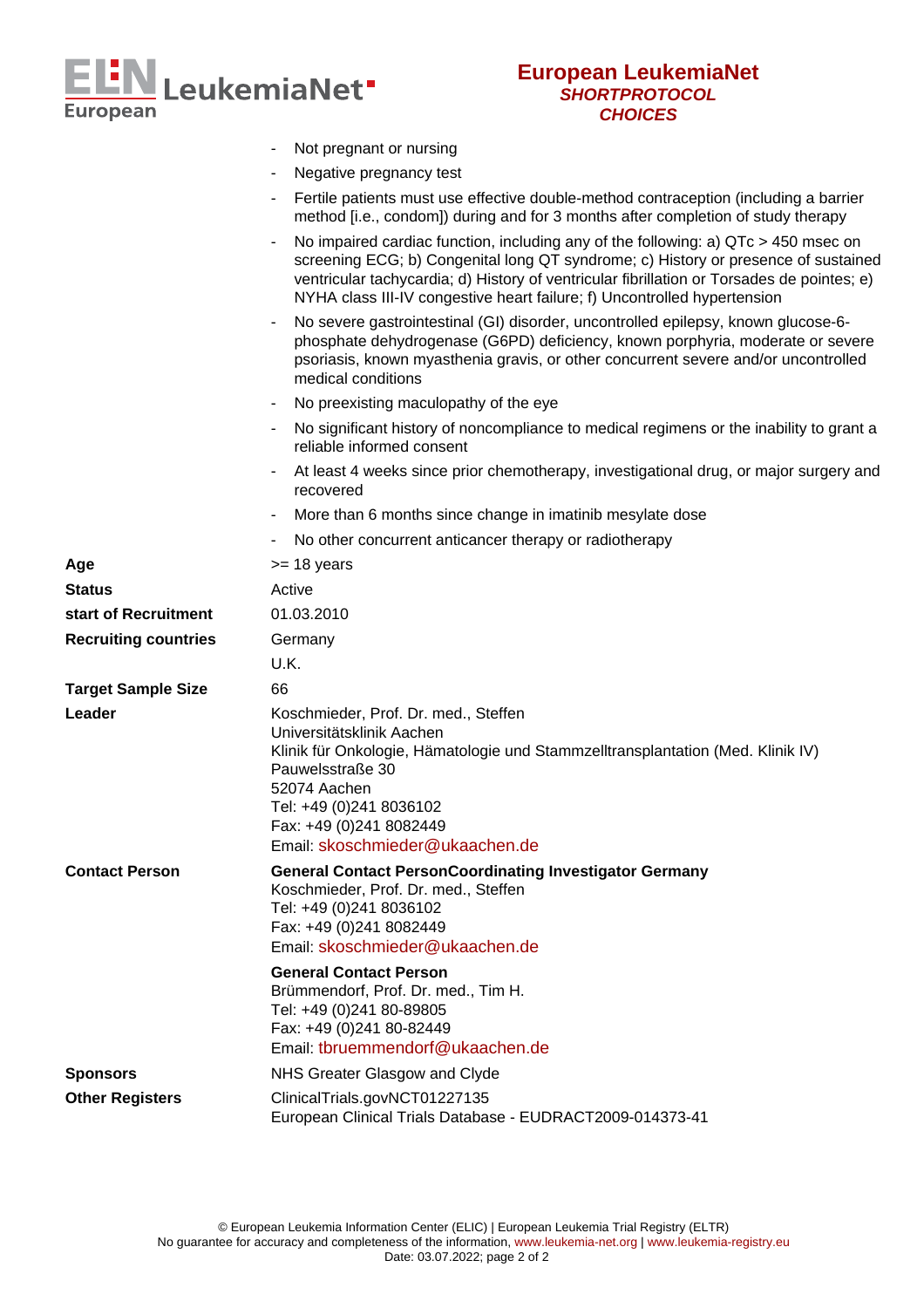- Not pregnant or nursing
- Negative pregnancy test
- Fertile patients must use effective double-method contraception (including a barrier method [i.e., condom]) during and for 3 months after completion of study therapy
- No impaired cardiac function, including any of the following: a) QTc > 450 msec on screening ECG; b) Congenital long QT syndrome; c) History or presence of sustained ventricular tachycardia; d) History of ventricular fibrillation or Torsades de pointes; e) NYHA class III-IV congestive heart failure; f) Uncontrolled hypertension
- No severe gastrointestinal (GI) disorder, uncontrolled epilepsy, known glucose-6-phosphate dehydrogenase (G6PD) deficiency, known porphyria, moderate or severe psoriasis, known myasthenia gravis, or other concurrent severe and/or uncontrolled medical conditions
- No preexisting maculopathy of the eye
- No significant history of noncompliance to medical regimens or the inability to grant a reliable informed consent
- At least 4 weeks since prior chemotherapy, investigational drug, or major surgery and recovered
- More than 6 months since change in imatinib mesylate dose
- No other concurrent anticancer therapy or radiotherapy

**Age**
>= 18 years

**Status**
Active

**start of Recruitment**
01.03.2010

**Recruiting countries**
Germany
U.K.

**Target Sample Size**
66

**Leader**
Koschmieder, Prof. Dr. med., Steffen
Universitätsklinik Aachen
Klinik für Onkologie, Hämatologie und Stammzelltransplantation (Med. Klinik IV)
Pauwelsstraße 30
52074 Aachen
Tel: +49 (0)241 8036102
Fax: +49 (0)241 8082449
Email: skoschmieder@ukaachen.de

**Contact Person**

**General Contact PersonCoordinating Investigator Germany**
Koschmieder, Prof. Dr. med., Steffen
Tel: +49 (0)241 8036102
Fax: +49 (0)241 8082449
Email: skoschmieder@ukaachen.de

**General Contact Person**
Brümmendorf, Prof. Dr. med., Tim H.
Tel: +49 (0)241 80-89805
Fax: +49 (0)241 80-82449
Email: tbruemmendorf@ukaachen.de

**Sponsors**
NHS Greater Glasgow and Clyde

**Other Registers**
ClinicalTrials.govNCT01227135
European Clinical Trials Database - EUDRACT2009-014373-41